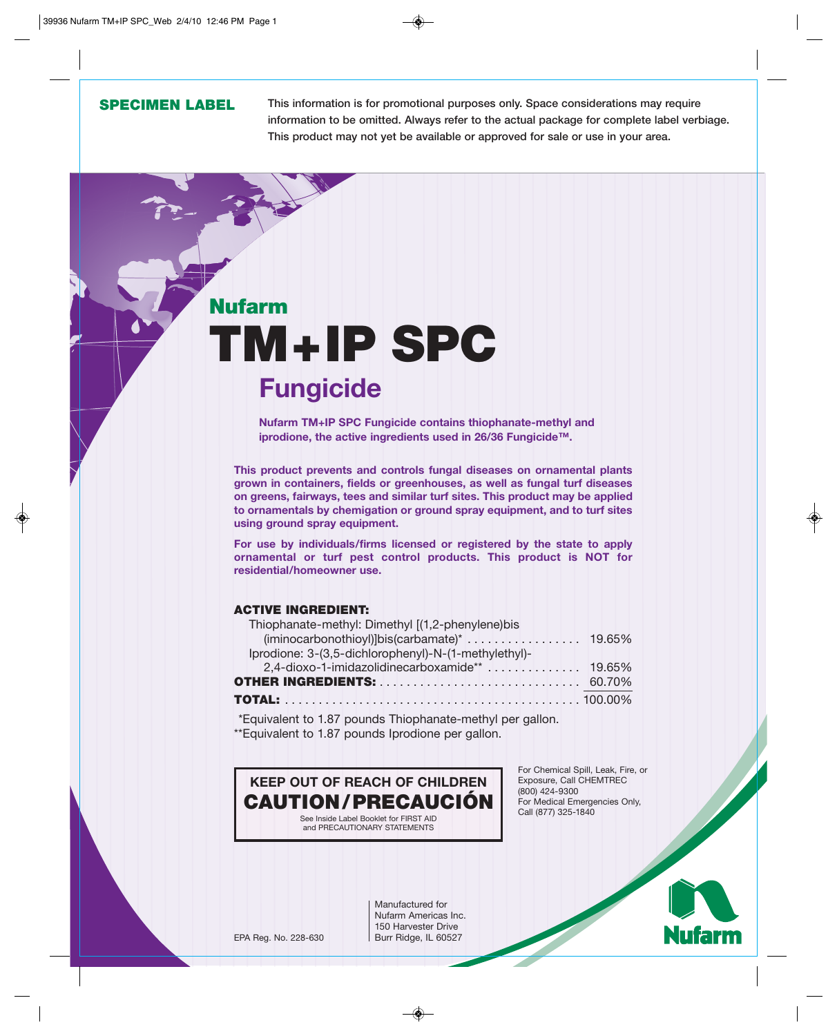**SPECIMEN LABEL**

**This information is for promotional purposes only. Space considerations may require information to be omitted. Always refer to the actual package for complete label verbiage. This product may not yet be available or approved for sale or use in your area.**

**Nufarm**

# TM+IP SPC

## Fungicide

**Nufarm TM+IP SPC Fungicide contains thiophanate-methyl and iprodione, the active ingredients used in 26/36 Fungicide™.**

**This product prevents and controls fungal diseases on ornamental plants grown in containers, fields or greenhouses, as well as fungal turf diseases on greens, fairways, tees and similar turf sites. This product may be applied to ornamentals by chemigation or ground spray equipment, and to turf sites using ground spray equipment.**

**For use by individuals/firms licensed or registered by the state to apply ornamental or turf pest control products. This product is NOT for residential/homeowner use.**

| **ACTIVE INGREDIENT:** | |
|---|---|
| Thiophanate-methyl: Dimethyl [(1,2-phenylene)bis (iminocarbonothioyl)]bis(carbamate)* | 19.65% |
| Iprodione: 3-(3,5-dichlorophenyl)-N-(1-methylethyl)-2,4-dioxo-1-imidazolidinecarboxamide** | 19.65% |
| **OTHER INGREDIENTS:** | 60.70% |
| **TOTAL:** | 100.00% |

*Equivalent to 1.87 pounds Thiophanate-methyl per gallon.
**Equivalent to 1.87 pounds Iprodione per gallon.

**KEEP OUT OF REACH OF CHILDREN**
**CAUTION/PRECAUCIÓN**
See Inside Label Booklet for FIRST AID and PRECAUTIONARY STATEMENTS

For Chemical Spill, Leak, Fire, or Exposure, Call CHEMTREC (800) 424-9300
For Medical Emergencies Only, Call (877) 325-1840

EPA Reg. No. 228-630

Manufactured for
Nufarm Americas Inc.
150 Harvester Drive
Burr Ridge, IL 60527

Nufarm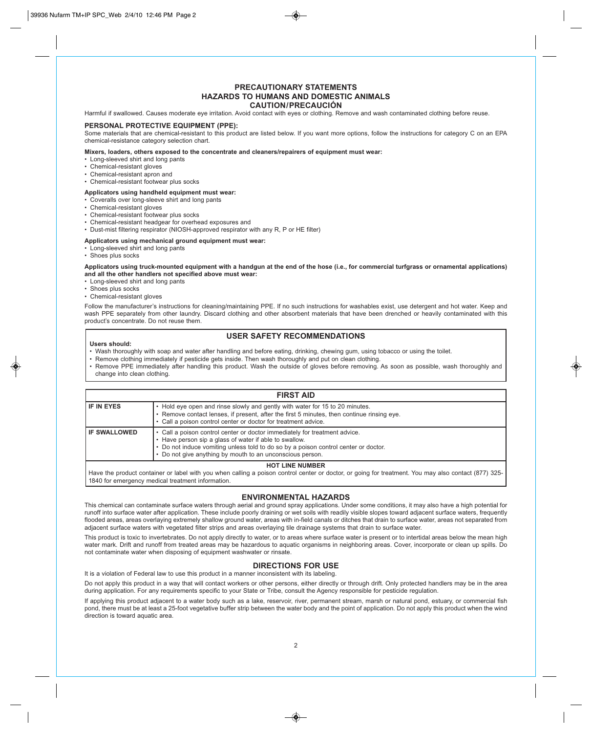## PRECAUTIONARY STATEMENTS
## HAZARDS TO HUMANS AND DOMESTIC ANIMALS
## CAUTION/PRECAUCIÓN

Harmful if swallowed. Causes moderate eye irritation. Avoid contact with eyes or clothing. Remove and wash contaminated clothing before reuse.

### PERSONAL PROTECTIVE EQUIPMENT (PPE):

Some materials that are chemical-resistant to this product are listed below. If you want more options, follow the instructions for category C on an EPA chemical-resistance category selection chart.

**Mixers, loaders, others exposed to the concentrate and cleaners/repairers of equipment must wear:**

- Long-sleeved shirt and long pants
- Chemical-resistant gloves
- Chemical-resistant apron and
- Chemical-resistant footwear plus socks

**Applicators using handheld equipment must wear:**

- Coveralls over long-sleeve shirt and long pants
- Chemical-resistant gloves
- Chemical-resistant footwear plus socks
- Chemical-resistant headgear for overhead exposures and
- Dust-mist filtering respirator (NIOSH-approved respirator with any R, P or HE filter)

**Applicators using mechanical ground equipment must wear:**

- Long-sleeved shirt and long pants
- Shoes plus socks

**Applicators using truck-mounted equipment with a handgun at the end of the hose (i.e., for commercial turfgrass or ornamental applications) and all the other handlers not specified above must wear:**

- Long-sleeved shirt and long pants
- Shoes plus socks
- Chemical-resistant gloves

Follow the manufacturer's instructions for cleaning/maintaining PPE. If no such instructions for washables exist, use detergent and hot water. Keep and wash PPE separately from other laundry. Discard clothing and other absorbent materials that have been drenched or heavily contaminated with this product's concentrate. Do not reuse them.

### USER SAFETY RECOMMENDATIONS

**Users should:**

- Wash thoroughly with soap and water after handling and before eating, drinking, chewing gum, using tobacco or using the toilet.
- Remove clothing immediately if pesticide gets inside. Then wash thoroughly and put on clean clothing.
- Remove PPE immediately after handling this product. Wash the outside of gloves before removing. As soon as possible, wash thoroughly and change into clean clothing.

### FIRST AID

| FIRST AID | |
|---|---|
| **IF IN EYES** | • Hold eye open and rinse slowly and gently with water for 15 to 20 minutes.<br>• Remove contact lenses, if present, after the first 5 minutes, then continue rinsing eye.<br>• Call a poison control center or doctor for treatment advice. |
| **IF SWALLOWED** | • Call a poison control center or doctor immediately for treatment advice.<br>• Have person sip a glass of water if able to swallow.<br>• Do not induce vomiting unless told to do so by a poison control center or doctor.<br>• Do not give anything by mouth to an unconscious person. |

**HOT LINE NUMBER**

Have the product container or label with you when calling a poison control center or doctor, or going for treatment. You may also contact (877) 325-1840 for emergency medical treatment information.

### ENVIRONMENTAL HAZARDS

This chemical can contaminate surface waters through aerial and ground spray applications. Under some conditions, it may also have a high potential for runoff into surface water after application. These include poorly draining or wet soils with readily visible slopes toward adjacent surface waters, frequently flooded areas, areas overlaying extremely shallow ground water, areas with in-field canals or ditches that drain to surface water, areas not separated from adjacent surface waters with vegetated filter strips and areas overlaying tile drainage systems that drain to surface water.

This product is toxic to invertebrates. Do not apply directly to water, or to areas where surface water is present or to intertidal areas below the mean high water mark. Drift and runoff from treated areas may be hazardous to aquatic organisms in neighboring areas. Cover, incorporate or clean up spills. Do not contaminate water when disposing of equipment washwater or rinsate.

### DIRECTIONS FOR USE

It is a violation of Federal law to use this product in a manner inconsistent with its labeling.

Do not apply this product in a way that will contact workers or other persons, either directly or through drift. Only protected handlers may be in the area during application. For any requirements specific to your State or Tribe, consult the Agency responsible for pesticide regulation.

If applying this product adjacent to a water body such as a lake, reservoir, river, permanent stream, marsh or natural pond, estuary, or commercial fish pond, there must be at least a 25-foot vegetative buffer strip between the water body and the point of application. Do not apply this product when the wind direction is toward aquatic area.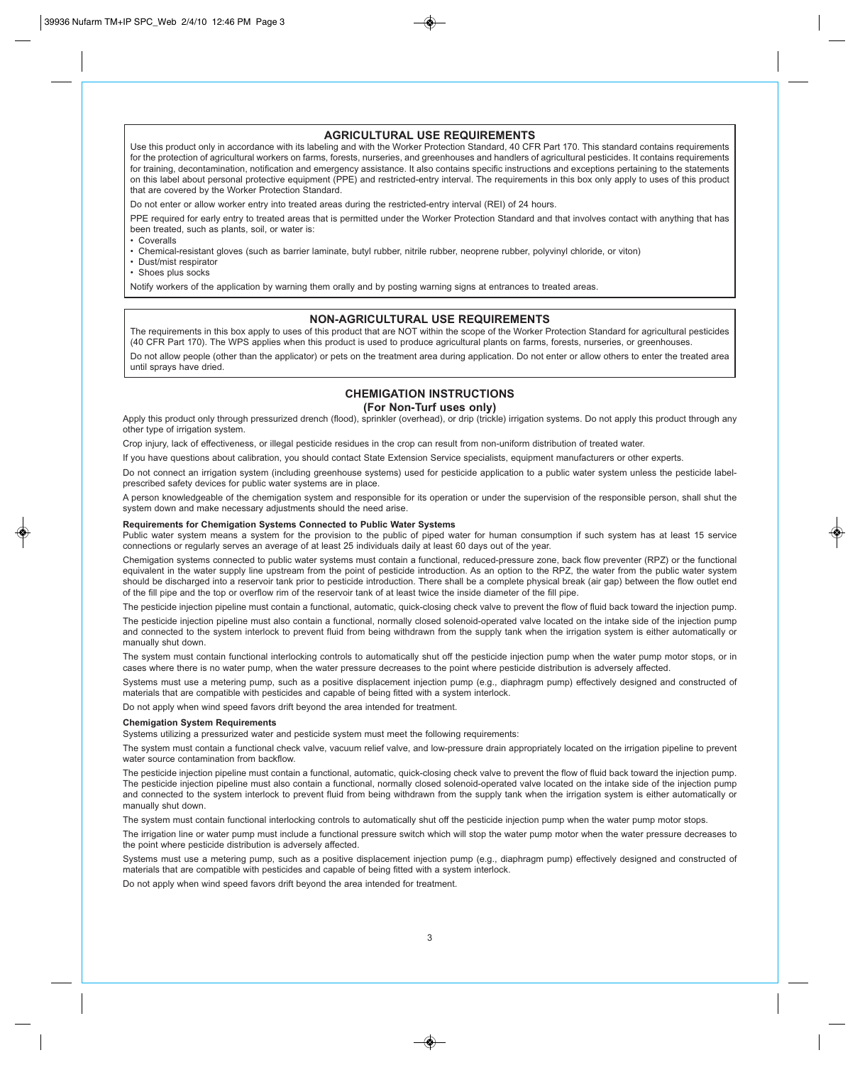## AGRICULTURAL USE REQUIREMENTS

Use this product only in accordance with its labeling and with the Worker Protection Standard, 40 CFR Part 170. This standard contains requirements for the protection of agricultural workers on farms, forests, nurseries, and greenhouses and handlers of agricultural pesticides. It contains requirements for training, decontamination, notification and emergency assistance. It also contains specific instructions and exceptions pertaining to the statements on this label about personal protective equipment (PPE) and restricted-entry interval. The requirements in this box only apply to uses of this product that are covered by the Worker Protection Standard.

Do not enter or allow worker entry into treated areas during the restricted-entry interval (REI) of 24 hours.

PPE required for early entry to treated areas that is permitted under the Worker Protection Standard and that involves contact with anything that has been treated, such as plants, soil, or water is:

- Coveralls
- Chemical-resistant gloves (such as barrier laminate, butyl rubber, nitrile rubber, neoprene rubber, polyvinyl chloride, or viton)
- Dust/mist respirator
- Shoes plus socks

Notify workers of the application by warning them orally and by posting warning signs at entrances to treated areas.

## NON-AGRICULTURAL USE REQUIREMENTS

The requirements in this box apply to uses of this product that are NOT within the scope of the Worker Protection Standard for agricultural pesticides (40 CFR Part 170). The WPS applies when this product is used to produce agricultural plants on farms, forests, nurseries, or greenhouses.

Do not allow people (other than the applicator) or pets on the treatment area during application. Do not enter or allow others to enter the treated area until sprays have dried.

## CHEMIGATION INSTRUCTIONS
### (For Non-Turf uses only)

Apply this product only through pressurized drench (flood), sprinkler (overhead), or drip (trickle) irrigation systems. Do not apply this product through any other type of irrigation system.

Crop injury, lack of effectiveness, or illegal pesticide residues in the crop can result from non-uniform distribution of treated water.

If you have questions about calibration, you should contact State Extension Service specialists, equipment manufacturers or other experts.

Do not connect an irrigation system (including greenhouse systems) used for pesticide application to a public water system unless the pesticide label-prescribed safety devices for public water systems are in place.

A person knowledgeable of the chemigation system and responsible for its operation or under the supervision of the responsible person, shall shut the system down and make necessary adjustments should the need arise.

**Requirements for Chemigation Systems Connected to Public Water Systems**

Public water system means a system for the provision to the public of piped water for human consumption if such system has at least 15 service connections or regularly serves an average of at least 25 individuals daily at least 60 days out of the year.

Chemigation systems connected to public water systems must contain a functional, reduced-pressure zone, back flow preventer (RPZ) or the functional equivalent in the water supply line upstream from the point of pesticide introduction. As an option to the RPZ, the water from the public water system should be discharged into a reservoir tank prior to pesticide introduction. There shall be a complete physical break (air gap) between the flow outlet end of the fill pipe and the top or overflow rim of the reservoir tank of at least twice the inside diameter of the fill pipe.

The pesticide injection pipeline must contain a functional, automatic, quick-closing check valve to prevent the flow of fluid back toward the injection pump.

The pesticide injection pipeline must also contain a functional, normally closed solenoid-operated valve located on the intake side of the injection pump and connected to the system interlock to prevent fluid from being withdrawn from the supply tank when the irrigation system is either automatically or manually shut down.

The system must contain functional interlocking controls to automatically shut off the pesticide injection pump when the water pump motor stops, or in cases where there is no water pump, when the water pressure decreases to the point where pesticide distribution is adversely affected.

Systems must use a metering pump, such as a positive displacement injection pump (e.g., diaphragm pump) effectively designed and constructed of materials that are compatible with pesticides and capable of being fitted with a system interlock.

Do not apply when wind speed favors drift beyond the area intended for treatment.

**Chemigation System Requirements**

Systems utilizing a pressurized water and pesticide system must meet the following requirements:

The system must contain a functional check valve, vacuum relief valve, and low-pressure drain appropriately located on the irrigation pipeline to prevent water source contamination from backflow.

The pesticide injection pipeline must contain a functional, automatic, quick-closing check valve to prevent the flow of fluid back toward the injection pump. The pesticide injection pipeline must also contain a functional, normally closed solenoid-operated valve located on the intake side of the injection pump and connected to the system interlock to prevent fluid from being withdrawn from the supply tank when the irrigation system is either automatically or manually shut down.

The system must contain functional interlocking controls to automatically shut off the pesticide injection pump when the water pump motor stops.

The irrigation line or water pump must include a functional pressure switch which will stop the water pump motor when the water pressure decreases to the point where pesticide distribution is adversely affected.

Systems must use a metering pump, such as a positive displacement injection pump (e.g., diaphragm pump) effectively designed and constructed of materials that are compatible with pesticides and capable of being fitted with a system interlock.

Do not apply when wind speed favors drift beyond the area intended for treatment.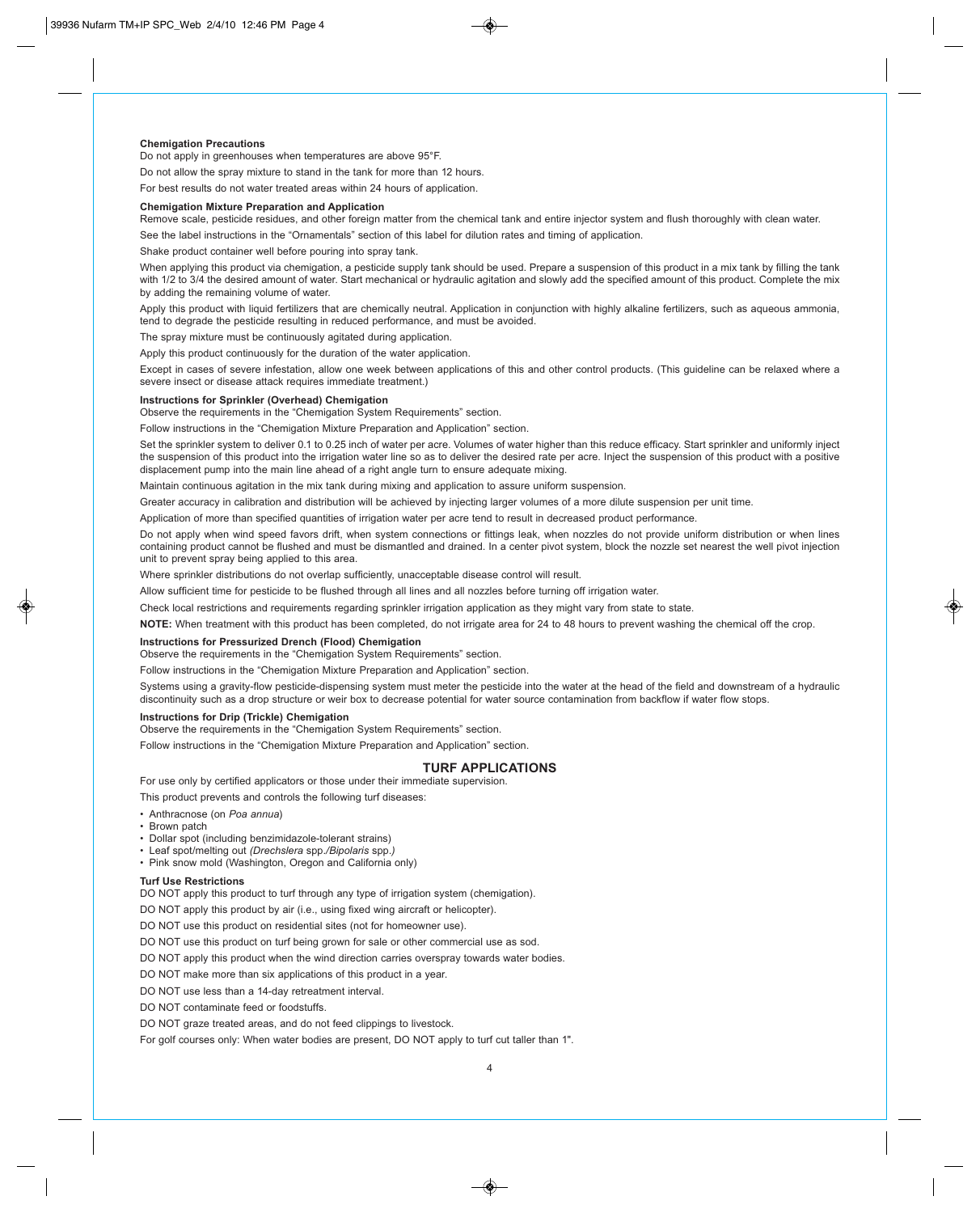**Chemigation Precautions**

Do not apply in greenhouses when temperatures are above 95°F.

Do not allow the spray mixture to stand in the tank for more than 12 hours.

For best results do not water treated areas within 24 hours of application.

**Chemigation Mixture Preparation and Application**

Remove scale, pesticide residues, and other foreign matter from the chemical tank and entire injector system and flush thoroughly with clean water.

See the label instructions in the "Ornamentals" section of this label for dilution rates and timing of application.

Shake product container well before pouring into spray tank.

When applying this product via chemigation, a pesticide supply tank should be used. Prepare a suspension of this product in a mix tank by filling the tank with 1/2 to 3/4 the desired amount of water. Start mechanical or hydraulic agitation and slowly add the specified amount of this product. Complete the mix by adding the remaining volume of water.

Apply this product with liquid fertilizers that are chemically neutral. Application in conjunction with highly alkaline fertilizers, such as aqueous ammonia, tend to degrade the pesticide resulting in reduced performance, and must be avoided.

The spray mixture must be continuously agitated during application.

Apply this product continuously for the duration of the water application.

Except in cases of severe infestation, allow one week between applications of this and other control products. (This guideline can be relaxed where a severe insect or disease attack requires immediate treatment.)

**Instructions for Sprinkler (Overhead) Chemigation**

Observe the requirements in the "Chemigation System Requirements" section.

Follow instructions in the "Chemigation Mixture Preparation and Application" section.

Set the sprinkler system to deliver 0.1 to 0.25 inch of water per acre. Volumes of water higher than this reduce efficacy. Start sprinkler and uniformly inject the suspension of this product into the irrigation water line so as to deliver the desired rate per acre. Inject the suspension of this product with a positive displacement pump into the main line ahead of a right angle turn to ensure adequate mixing.

Maintain continuous agitation in the mix tank during mixing and application to assure uniform suspension.

Greater accuracy in calibration and distribution will be achieved by injecting larger volumes of a more dilute suspension per unit time.

Application of more than specified quantities of irrigation water per acre tend to result in decreased product performance.

Do not apply when wind speed favors drift, when system connections or fittings leak, when nozzles do not provide uniform distribution or when lines containing product cannot be flushed and must be dismantled and drained. In a center pivot system, block the nozzle set nearest the well pivot injection unit to prevent spray being applied to this area.

Where sprinkler distributions do not overlap sufficiently, unacceptable disease control will result.

Allow sufficient time for pesticide to be flushed through all lines and all nozzles before turning off irrigation water.

Check local restrictions and requirements regarding sprinkler irrigation application as they might vary from state to state.

**NOTE:** When treatment with this product has been completed, do not irrigate area for 24 to 48 hours to prevent washing the chemical off the crop.

**Instructions for Pressurized Drench (Flood) Chemigation**

Observe the requirements in the "Chemigation System Requirements" section.

Follow instructions in the "Chemigation Mixture Preparation and Application" section.

Systems using a gravity-flow pesticide-dispensing system must meter the pesticide into the water at the head of the field and downstream of a hydraulic discontinuity such as a drop structure or weir box to decrease potential for water source contamination from backflow if water flow stops.

**Instructions for Drip (Trickle) Chemigation**

Observe the requirements in the "Chemigation System Requirements" section.

Follow instructions in the "Chemigation Mixture Preparation and Application" section.

## TURF APPLICATIONS

For use only by certified applicators or those under their immediate supervision.

This product prevents and controls the following turf diseases:

- Anthracnose (on *Poa annua*)
- Brown patch
- Dollar spot (including benzimidazole-tolerant strains)
- Leaf spot/melting out *(Drechslera* spp.*/Bipolaris* spp.*)*
- Pink snow mold (Washington, Oregon and California only)

**Turf Use Restrictions**

DO NOT apply this product to turf through any type of irrigation system (chemigation).

DO NOT apply this product by air (i.e., using fixed wing aircraft or helicopter).

DO NOT use this product on residential sites (not for homeowner use).

DO NOT use this product on turf being grown for sale or other commercial use as sod.

DO NOT apply this product when the wind direction carries overspray towards water bodies.

DO NOT make more than six applications of this product in a year.

DO NOT use less than a 14-day retreatment interval.

DO NOT contaminate feed or foodstuffs.

DO NOT graze treated areas, and do not feed clippings to livestock.

For golf courses only: When water bodies are present, DO NOT apply to turf cut taller than 1".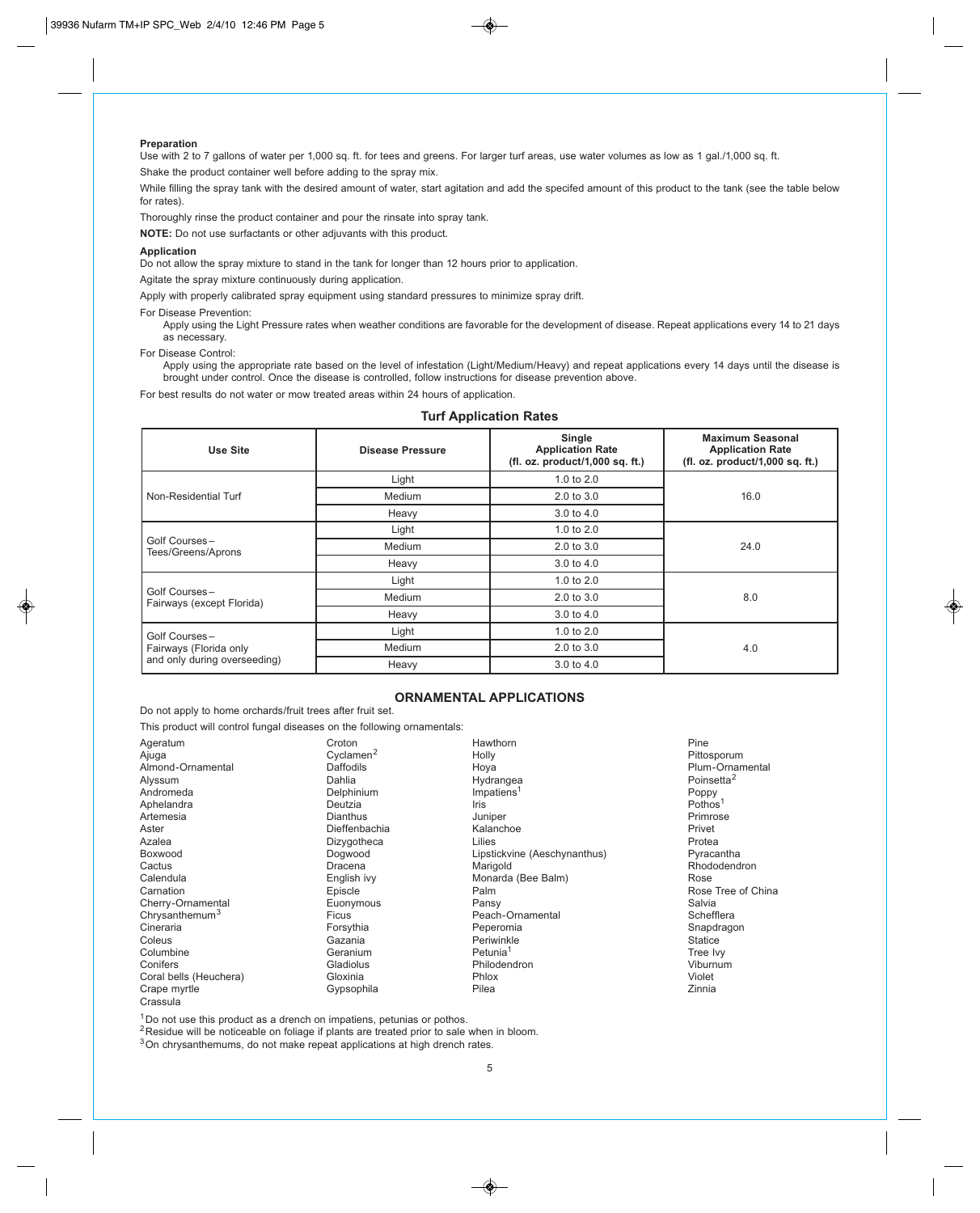**Preparation**

Use with 2 to 7 gallons of water per 1,000 sq. ft. for tees and greens. For larger turf areas, use water volumes as low as 1 gal./1,000 sq. ft.

Shake the product container well before adding to the spray mix.

While filling the spray tank with the desired amount of water, start agitation and add the specifed amount of this product to the tank (see the table below for rates).

Thoroughly rinse the product container and pour the rinsate into spray tank.

**NOTE:** Do not use surfactants or other adjuvants with this product.

**Application**

Do not allow the spray mixture to stand in the tank for longer than 12 hours prior to application.

Agitate the spray mixture continuously during application.

Apply with properly calibrated spray equipment using standard pressures to minimize spray drift.

For Disease Prevention:

Apply using the Light Pressure rates when weather conditions are favorable for the development of disease. Repeat applications every 14 to 21 days as necessary.

For Disease Control:

Apply using the appropriate rate based on the level of infestation (Light/Medium/Heavy) and repeat applications every 14 days until the disease is brought under control. Once the disease is controlled, follow instructions for disease prevention above.

For best results do not water or mow treated areas within 24 hours of application.

**Turf Application Rates**

| Use Site | Disease Pressure | Single Application Rate (fl. oz. product/1,000 sq. ft.) | Maximum Seasonal Application Rate (fl. oz. product/1,000 sq. ft.) |
|---|---|---|---|
| Non-Residential Turf | Light | 1.0 to 2.0 | 16.0 |
| | Medium | 2.0 to 3.0 | |
| | Heavy | 3.0 to 4.0 | |
| Golf Courses – Tees/Greens/Aprons | Light | 1.0 to 2.0 | 24.0 |
| | Medium | 2.0 to 3.0 | |
| | Heavy | 3.0 to 4.0 | |
| Golf Courses – Fairways (except Florida) | Light | 1.0 to 2.0 | 8.0 |
| | Medium | 2.0 to 3.0 | |
| | Heavy | 3.0 to 4.0 | |
| Golf Courses – Fairways (Florida only and only during overseeding) | Light | 1.0 to 2.0 | 4.0 |
| | Medium | 2.0 to 3.0 | |
| | Heavy | 3.0 to 4.0 | |

## ORNAMENTAL APPLICATIONS

Do not apply to home orchards/fruit trees after fruit set.

This product will control fungal diseases on the following ornamentals:

Ageratum
Ajuga
Almond-Ornamental
Alyssum
Andromeda
Aphelandra
Artemesia
Aster
Azalea
Boxwood
Cactus
Calendula
Carnation
Cherry-Ornamental
Chrysanthemum[3]
Cineraria
Coleus
Columbine
Conifers
Coral bells (Heuchera)
Crape myrtle
Crassula
Croton
Cyclamen[2]
Daffodils
Dahlia
Delphinium
Deutzia
Dianthus
Dieffenbachia
Dizygotheca
Dogwood
Dracena
English ivy
Episcle
Euonymous
Ficus
Forsythia
Gazania
Geranium
Gladiolus
Gloxinia
Gypsophila
Hawthorn
Holly
Hoya
Hydrangea
Impatiens[1]
Iris
Juniper
Kalanchoe
Lilies
Lipstickvine (Aeschynanthus)
Marigold
Monarda (Bee Balm)
Palm
Pansy
Peach-Ornamental
Peperomia
Periwinkle
Petunia[1]
Philodendron
Phlox
Pilea
Pine
Pittosporum
Plum-Ornamental
Poinsetta[2]
Poppy
Pothos[1]
Primrose
Privet
Protea
Pyracantha
Rhododendron
Rose
Rose Tree of China
Salvia
Schefflera
Snapdragon
Statice
Tree Ivy
Viburnum
Violet
Zinnia

[1] Do not use this product as a drench on impatiens, petunias or pothos.
[2] Residue will be noticeable on foliage if plants are treated prior to sale when in bloom.
[3] On chrysanthemums, do not make repeat applications at high drench rates.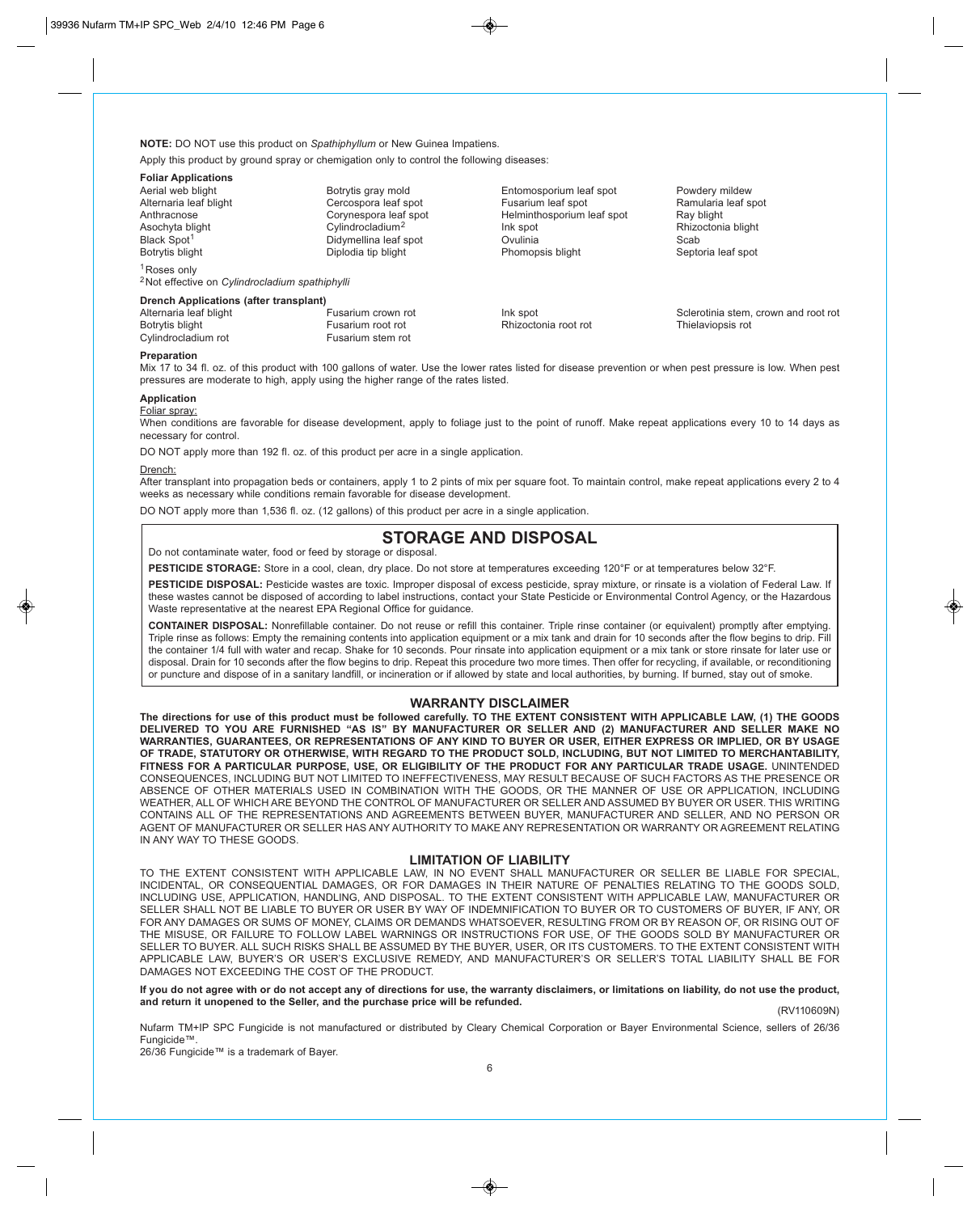**NOTE:** DO NOT use this product on *Spathiphyllum* or New Guinea Impatiens.

Apply this product by ground spray or chemigation only to control the following diseases:

**Foliar Applications**

| | | | |
|---|---|---|---|
| Aerial web blight | Botrytis gray mold | Entomosporium leaf spot | Powdery mildew |
| Alternaria leaf blight | Cercospora leaf spot | Fusarium leaf spot | Ramularia leaf spot |
| Anthracnose | Corynespora leaf spot | Helminthosporium leaf spot | Ray blight |
| Asochyta blight | Cylindrocladium[2] | Ink spot | Rhizoctonia blight |
| Black Spot[1] | Didymellina leaf spot | Ovulinia | Scab |
| Botrytis blight | Diplodia tip blight | Phomopsis blight | Septoria leaf spot |

[1]Roses only

[2]Not effective on *Cylindrocladium spathiphylli*

**Drench Applications (after transplant)**

| | | | |
|---|---|---|---|
| Alternaria leaf blight | Fusarium crown rot | Ink spot | Sclerotinia stem, crown and root rot |
| Botrytis blight | Fusarium root rot | Rhizoctonia root rot | Thielaviopsis rot |
| Cylindrocladium rot | Fusarium stem rot | | |

**Preparation**

Mix 17 to 34 fl. oz. of this product with 100 gallons of water. Use the lower rates listed for disease prevention or when pest pressure is low. When pest pressures are moderate to high, apply using the higher range of the rates listed.

**Application**

Foliar spray:

When conditions are favorable for disease development, apply to foliage just to the point of runoff. Make repeat applications every 10 to 14 days as necessary for control.

DO NOT apply more than 192 fl. oz. of this product per acre in a single application.

Drench:

After transplant into propagation beds or containers, apply 1 to 2 pints of mix per square foot. To maintain control, make repeat applications every 2 to 4 weeks as necessary while conditions remain favorable for disease development.

DO NOT apply more than 1,536 fl. oz. (12 gallons) of this product per acre in a single application.

## STORAGE AND DISPOSAL

Do not contaminate water, food or feed by storage or disposal.

**PESTICIDE STORAGE:** Store in a cool, clean, dry place. Do not store at temperatures exceeding 120°F or at temperatures below 32°F.

**PESTICIDE DISPOSAL:** Pesticide wastes are toxic. Improper disposal of excess pesticide, spray mixture, or rinsate is a violation of Federal Law. If these wastes cannot be disposed of according to label instructions, contact your State Pesticide or Environmental Control Agency, or the Hazardous Waste representative at the nearest EPA Regional Office for guidance.

**CONTAINER DISPOSAL:** Nonrefillable container. Do not reuse or refill this container. Triple rinse container (or equivalent) promptly after emptying. Triple rinse as follows: Empty the remaining contents into application equipment or a mix tank and drain for 10 seconds after the flow begins to drip. Fill the container 1/4 full with water and recap. Shake for 10 seconds. Pour rinsate into application equipment or a mix tank or store rinsate for later use or disposal. Drain for 10 seconds after the flow begins to drip. Repeat this procedure two more times. Then offer for recycling, if available, or reconditioning or puncture and dispose of in a sanitary landfill, or incineration or if allowed by state and local authorities, by burning. If burned, stay out of smoke.

## WARRANTY DISCLAIMER

**The directions for use of this product must be followed carefully. TO THE EXTENT CONSISTENT WITH APPLICABLE LAW, (1) THE GOODS DELIVERED TO YOU ARE FURNISHED "AS IS" BY MANUFACTURER OR SELLER AND (2) MANUFACTURER AND SELLER MAKE NO WARRANTIES, GUARANTEES, OR REPRESENTATIONS OF ANY KIND TO BUYER OR USER, EITHER EXPRESS OR IMPLIED, OR BY USAGE OF TRADE, STATUTORY OR OTHERWISE, WITH REGARD TO THE PRODUCT SOLD, INCLUDING, BUT NOT LIMITED TO MERCHANTABILITY, FITNESS FOR A PARTICULAR PURPOSE, USE, OR ELIGIBILITY OF THE PRODUCT FOR ANY PARTICULAR TRADE USAGE.** UNINTENDED CONSEQUENCES, INCLUDING BUT NOT LIMITED TO INEFFECTIVENESS, MAY RESULT BECAUSE OF SUCH FACTORS AS THE PRESENCE OR ABSENCE OF OTHER MATERIALS USED IN COMBINATION WITH THE GOODS, OR THE MANNER OF USE OR APPLICATION, INCLUDING WEATHER, ALL OF WHICH ARE BEYOND THE CONTROL OF MANUFACTURER OR SELLER AND ASSUMED BY BUYER OR USER. THIS WRITING CONTAINS ALL OF THE REPRESENTATIONS AND AGREEMENTS BETWEEN BUYER, MANUFACTURER AND SELLER, AND NO PERSON OR AGENT OF MANUFACTURER OR SELLER HAS ANY AUTHORITY TO MAKE ANY REPRESENTATION OR WARRANTY OR AGREEMENT RELATING IN ANY WAY TO THESE GOODS.

## LIMITATION OF LIABILITY

TO THE EXTENT CONSISTENT WITH APPLICABLE LAW, IN NO EVENT SHALL MANUFACTURER OR SELLER BE LIABLE FOR SPECIAL, INCIDENTAL, OR CONSEQUENTIAL DAMAGES, OR FOR DAMAGES IN THEIR NATURE OF PENALTIES RELATING TO THE GOODS SOLD, INCLUDING USE, APPLICATION, HANDLING, AND DISPOSAL. TO THE EXTENT CONSISTENT WITH APPLICABLE LAW, MANUFACTURER OR SELLER SHALL NOT BE LIABLE TO BUYER OR USER BY WAY OF INDEMNIFICATION TO BUYER OR TO CUSTOMERS OF BUYER, IF ANY, OR FOR ANY DAMAGES OR SUMS OF MONEY, CLAIMS OR DEMANDS WHATSOEVER, RESULTING FROM OR BY REASON OF, OR RISING OUT OF THE MISUSE, OR FAILURE TO FOLLOW LABEL WARNINGS OR INSTRUCTIONS FOR USE, OF THE GOODS SOLD BY MANUFACTURER OR SELLER TO BUYER. ALL SUCH RISKS SHALL BE ASSUMED BY THE BUYER, USER, OR ITS CUSTOMERS. TO THE EXTENT CONSISTENT WITH APPLICABLE LAW, BUYER'S OR USER'S EXCLUSIVE REMEDY, AND MANUFACTURER'S OR SELLER'S TOTAL LIABILITY SHALL BE FOR DAMAGES NOT EXCEEDING THE COST OF THE PRODUCT.

**If you do not agree with or do not accept any of directions for use, the warranty disclaimers, or limitations on liability, do not use the product, and return it unopened to the Seller, and the purchase price will be refunded.**

(RV110609N)

Nufarm TM+IP SPC Fungicide is not manufactured or distributed by Cleary Chemical Corporation or Bayer Environmental Science, sellers of 26/36 Fungicide™.

26/36 Fungicide™ is a trademark of Bayer.